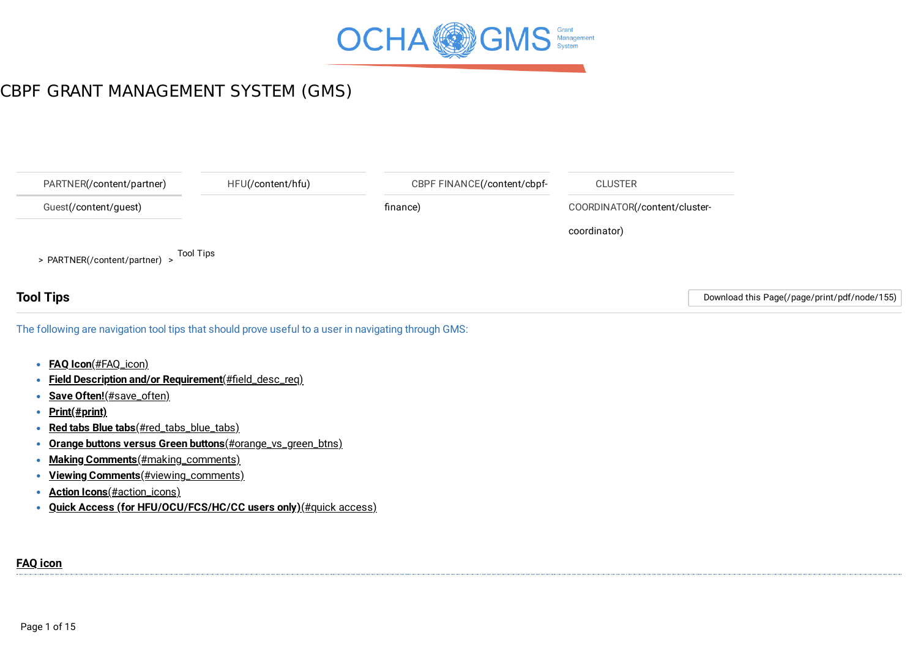OCHA GMS Grant Management System

# CBPF GRANT MANAGEMENT SYSTEM (GMS)

PARTNER(/content/partner) | HFU(/content/hfu) | CBPF FINANCE(/content/cbpf-finance) | CLUSTER COORDINATOR(/content/cluster-coordinator)

Guest(/content/guest)

> PARTNER(/content/partner) > Tool Tips

## Tool Tips

Download this Page(/page/print/pdf/node/155)

The following are navigation tool tips that should prove useful to a user in navigating through GMS:

- **FAQ Icon**(#FAQ_icon)
- **Field Description and/or Requirement**(#field_desc_req)
- **Save Often!**(#save_often)
- **Print(#print)**
- **Red tabs Blue tabs**(#red_tabs_blue_tabs)
- **Orange buttons versus Green buttons**(#orange_vs_green_btns)
- **Making Comments**(#making_comments)
- **Viewing Comments**(#viewing_comments)
- **Action Icons**(#action_icons)
- **Quick Access (for HFU/OCU/FCS/HC/CC users only)**(#quick access)

### FAQ icon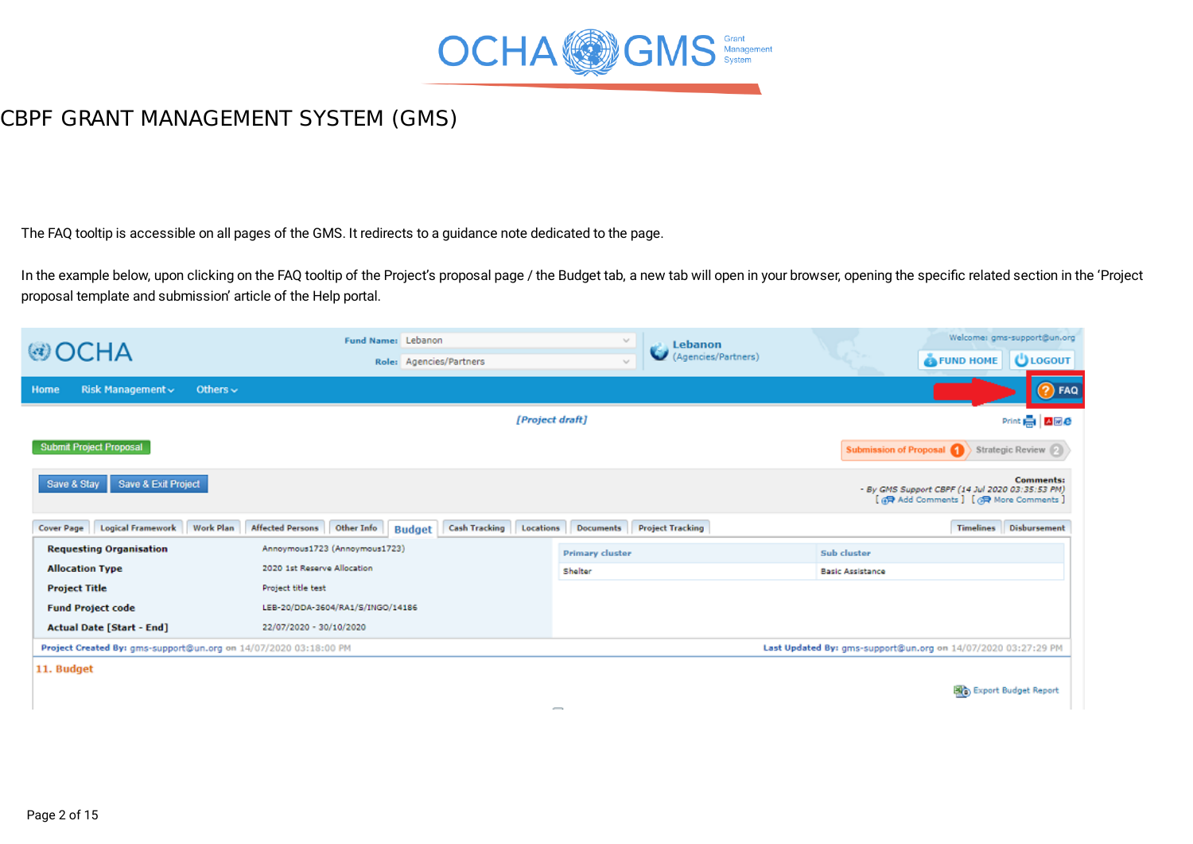# CBPF GRANT MANAGEMENT SYSTEM (GMS)

The FAQ tooltip is accessible on all pages of the GMS. It redirects to a guidance note dedicated to the page.

In the example below, upon clicking on the FAQ tooltip of the Project's proposal page / the Budget tab, a new tab will open in your browser, opening the specific related section in the 'Project proposal template and submission' article of the Help portal.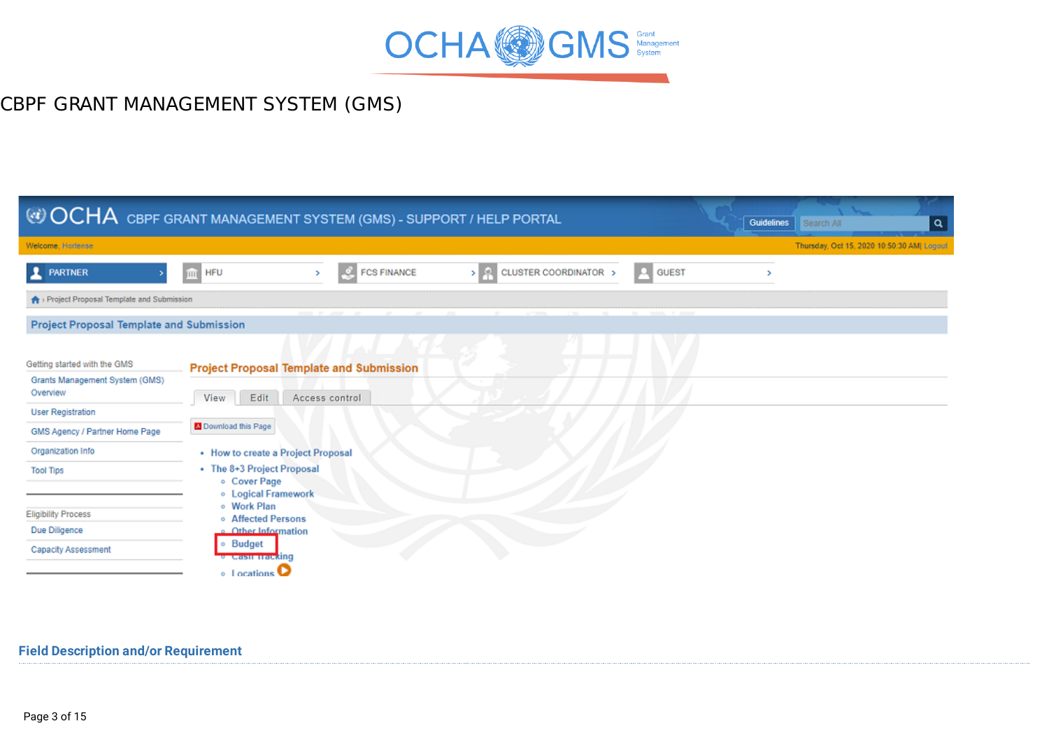CBPF GRANT MANAGEMENT SYSTEM (GMS)

OCHA CBPF GRANT MANAGEMENT SYSTEM (GMS) - SUPPORT / HELP PORTAL

Guidelines | Search All

Welcome, Hortense — Thursday, Oct 15, 2020 10:50:30 AM | Logout

PARTNER | HFU | FCS FINANCE | CLUSTER COORDINATOR | GUEST

Project Proposal Template and Submission

**Project Proposal Template and Submission**

Getting started with the GMS

- Grants Management System (GMS) Overview
- User Registration
- GMS Agency / Partner Home Page
- Organization Info
- Tool Tips

Eligibility Process

- Due Diligence
- Capacity Assessment

**Project Proposal Template and Submission**

View | Edit | Access control

Download this Page

- How to create a Project Proposal
- The 8+3 Project Proposal
  - Cover Page
  - Logical Framework
  - Work Plan
  - Affected Persons
  - Other Information
  - Budget
  - Cash Tracking
  - Locations

## Field Description and/or Requirement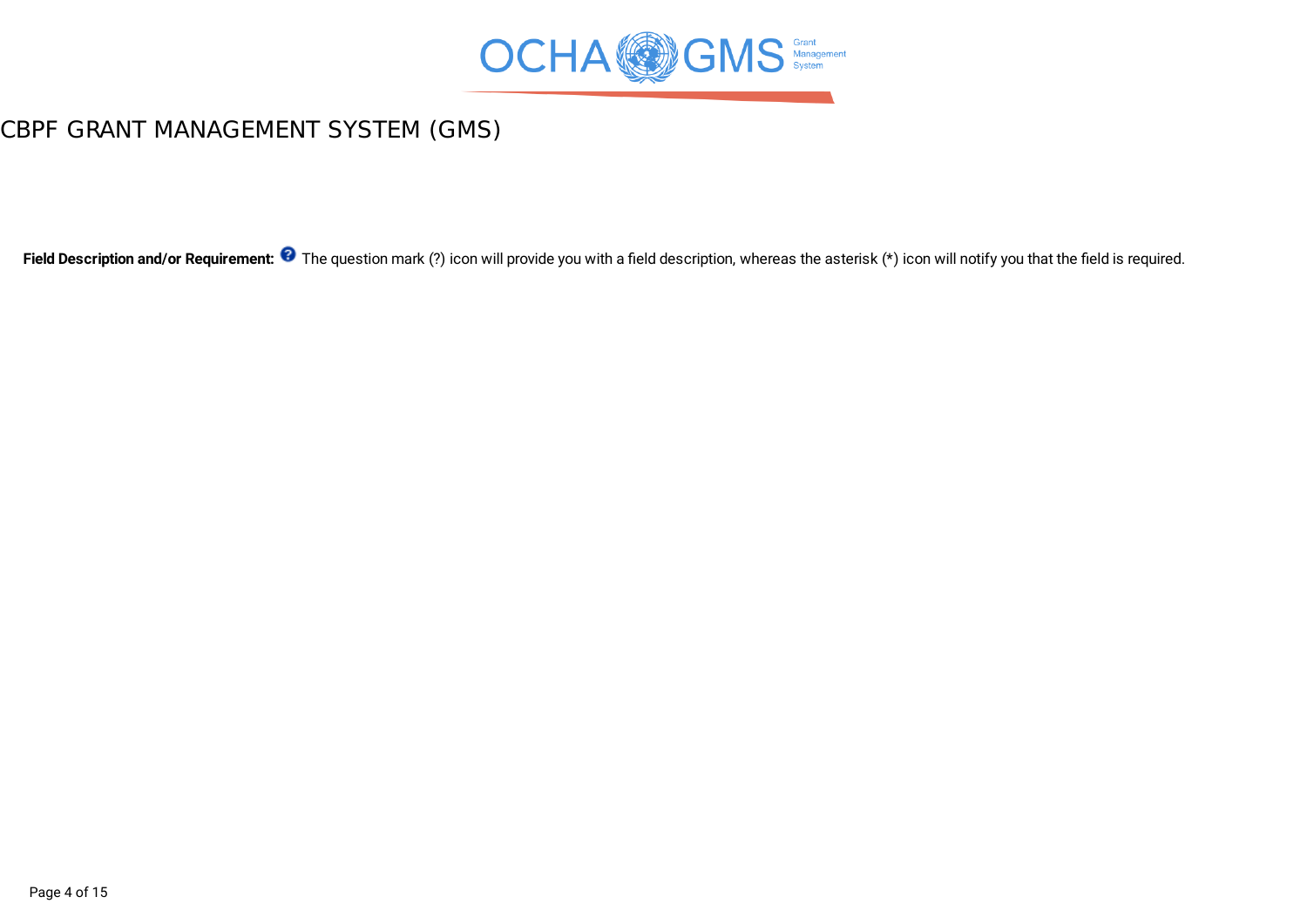# CBPF GRANT MANAGEMENT SYSTEM (GMS)

**Field Description and/or Requirement:** The question mark (?) icon will provide you with a field description, whereas the asterisk (*) icon will notify you that the field is required.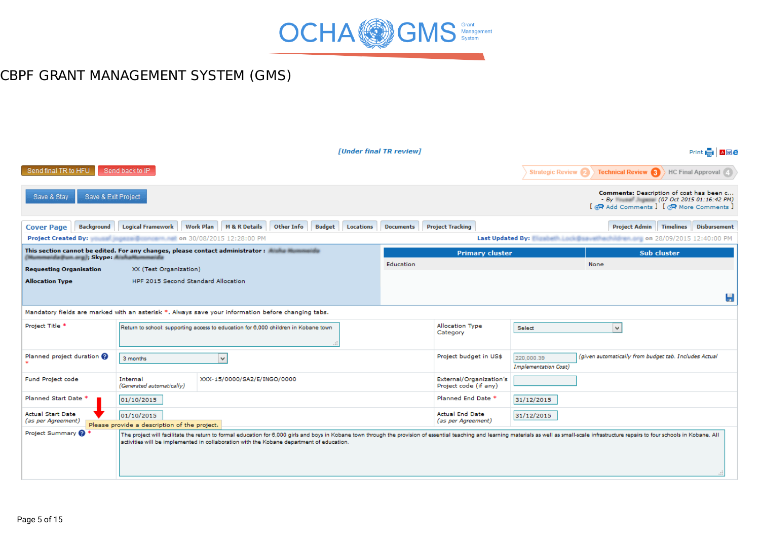OCHA GMS Grant Management System

# CBPF GRANT MANAGEMENT SYSTEM (GMS)

[Under final TR review]

Print

Send final TR to HFU | Send back to IP

Strategic Review 2 | Technical Review 3 | HC Final Approval 4

Save & Stay | Save & Exit Project

**Comments:** Description of cost has been c...
- By (07 Oct 2015 01:16:42 PM)
[ Add Comments ] [ More Comments ]

Cover Page | Background | Logical Framework | Work Plan | M & R Details | Other Info | Budget | Locations | Documents | Project Tracking | Project Admin | Timelines | Disbursement

**Project Created By:** on 30/08/2015 12:28:00 PM **Last Updated By:** on 28/09/2015 12:40:00 PM

**This section cannot be edited. For any changes, please contact administrator :** ; **Skype:**

| | |
|---|---|
| **Requesting Organisation** | XX (Test Organization) |
| **Allocation Type** | HPF 2015 Second Standard Allocation |

| Primary cluster | Sub cluster |
|---|---|
| Education | None |

Mandatory fields are marked with an asterisk *. Always save your information before changing tabs.

| | | | |
|---|---|---|---|
| Project Title * | Return to school: supporting access to education for 6,000 children in Kobane town | Allocation Type Category | Select |
| Planned project duration * | 3 months | Project budget in US$ | 220,000.39 (given automatically from budget tab. Includes Actual Implementation Cost) |
| Fund Project code | Internal (Generated automatically) XXX-15/0000/SA2/E/INGO/0000 | External/Organization's Project code (if any) | |
| Planned Start Date * | 01/10/2015 | Planned End Date * | 31/12/2015 |
| Actual Start Date (as per Agreement) | 01/10/2015 | Actual End Date (as per Agreement) | 31/12/2015 |
| Project Summary * | The project will facilitate the return to formal education for 6,000 girls and boys in Kobane town through the provision of essential teaching and learning materials as well as small-scale infrastructure repairs to four schools in Kobane. All activities will be implemented in collaboration with the Kobane department of education. | | |

Please provide a description of the project.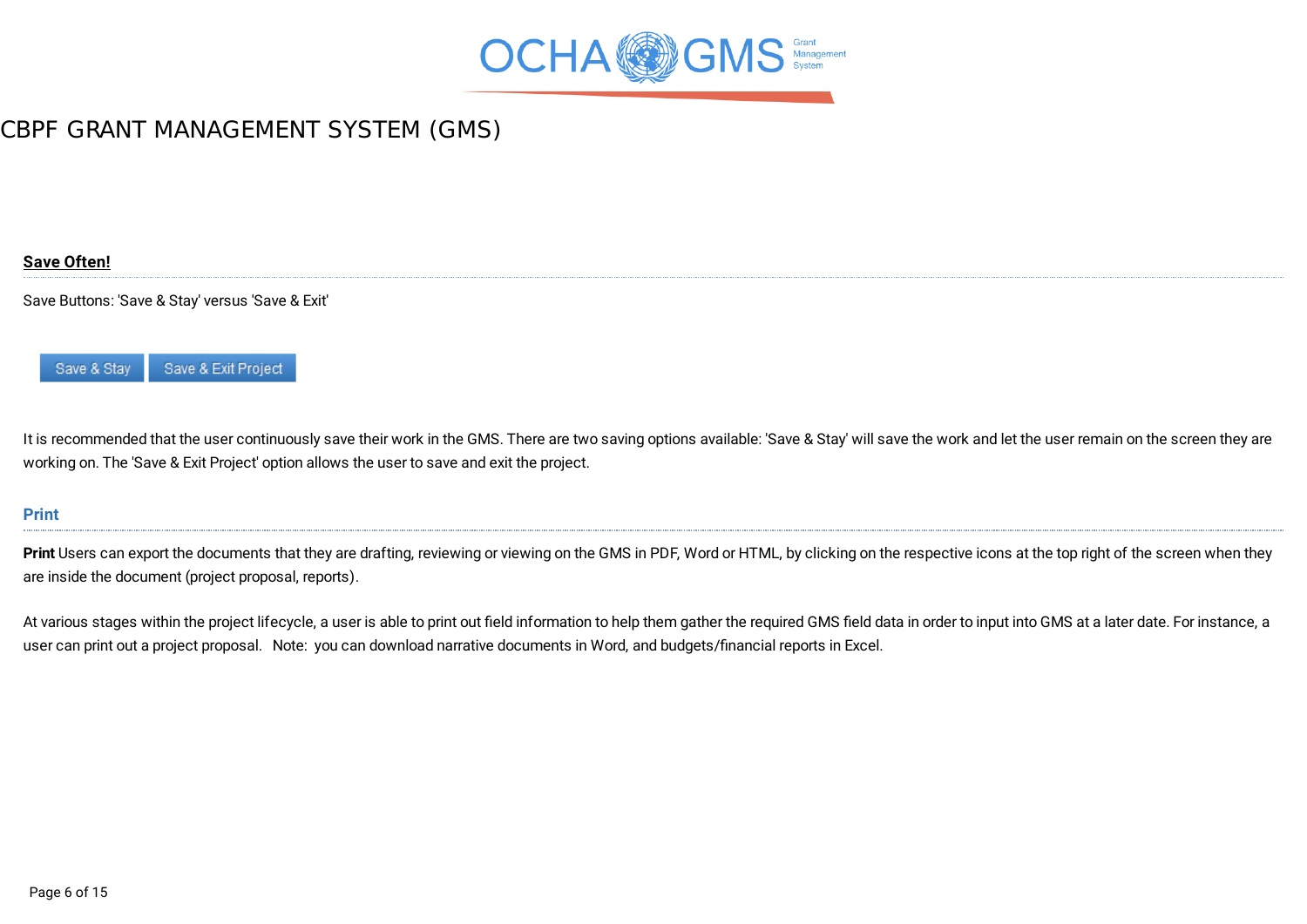# CBPF GRANT MANAGEMENT SYSTEM (GMS)

## Save Often!

Save Buttons: 'Save & Stay' versus 'Save & Exit'

Save & Stay    Save & Exit Project

It is recommended that the user continuously save their work in the GMS. There are two saving options available: 'Save & Stay' will save the work and let the user remain on the screen they are working on. The 'Save & Exit Project' option allows the user to save and exit the project.

## Print

**Print** Users can export the documents that they are drafting, reviewing or viewing on the GMS in PDF, Word or HTML, by clicking on the respective icons at the top right of the screen when they are inside the document (project proposal, reports).

At various stages within the project lifecycle, a user is able to print out field information to help them gather the required GMS field data in order to input into GMS at a later date. For instance, a user can print out a project proposal.   Note:  you can download narrative documents in Word, and budgets/financial reports in Excel.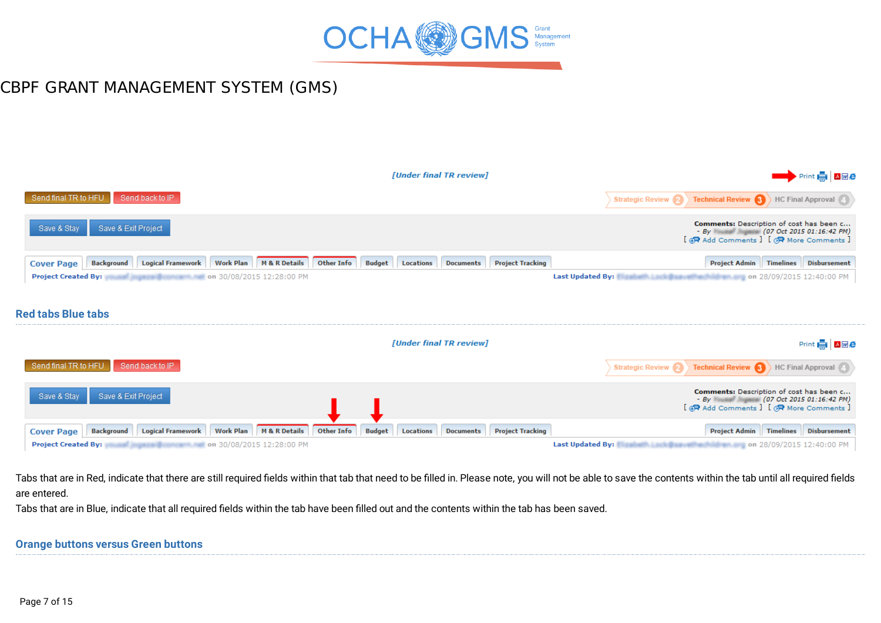# CBPF GRANT MANAGEMENT SYSTEM (GMS)

## Red tabs Blue tabs

Tabs that are in Red, indicate that there are still required fields within that tab that need to be filled in. Please note, you will not be able to save the contents within the tab until all required fields are entered.

Tabs that are in Blue, indicate that all required fields within the tab have been filled out and the contents within the tab has been saved.

## Orange buttons versus Green buttons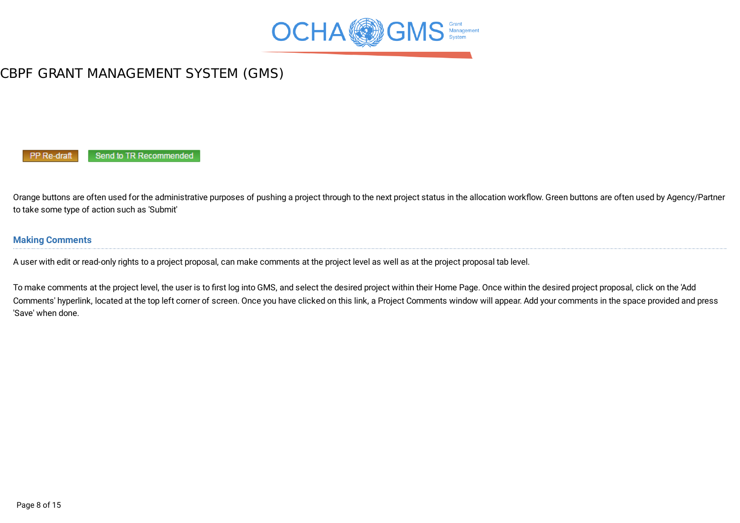PP Re-draft    Send to TR Recommended

Orange buttons are often used for the administrative purposes of pushing a project through to the next project status in the allocation workflow. Green buttons are often used by Agency/Partner to take some type of action such as 'Submit'

## Making Comments

A user with edit or read-only rights to a project proposal, can make comments at the project level as well as at the project proposal tab level.

To make comments at the project level, the user is to first log into GMS, and select the desired project within their Home Page. Once within the desired project proposal, click on the 'Add Comments' hyperlink, located at the top left corner of screen. Once you have clicked on this link, a Project Comments window will appear. Add your comments in the space provided and press 'Save' when done.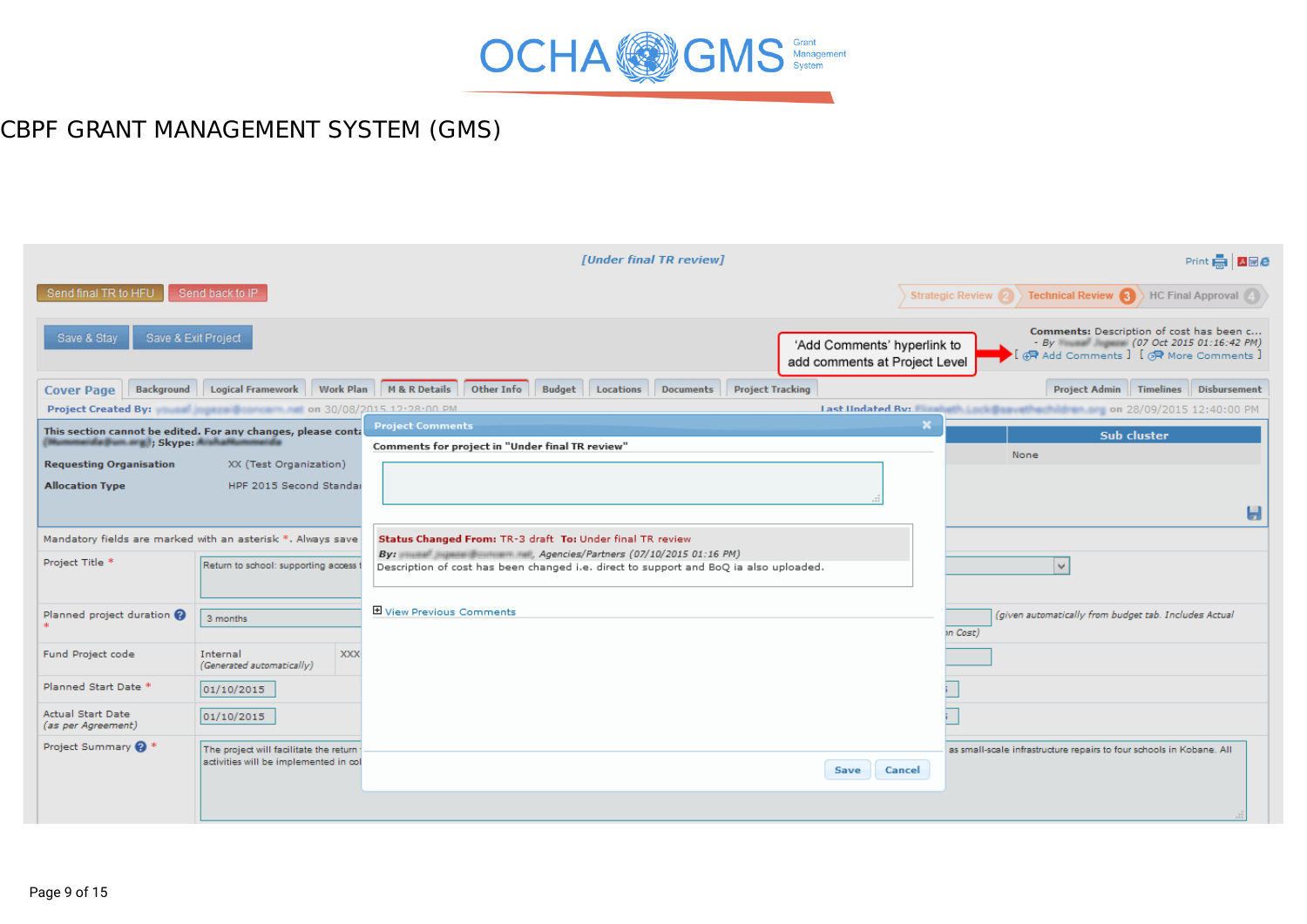# CBPF GRANT MANAGEMENT SYSTEM (GMS)

‘Add Comments’ hyperlink to add comments at Project Level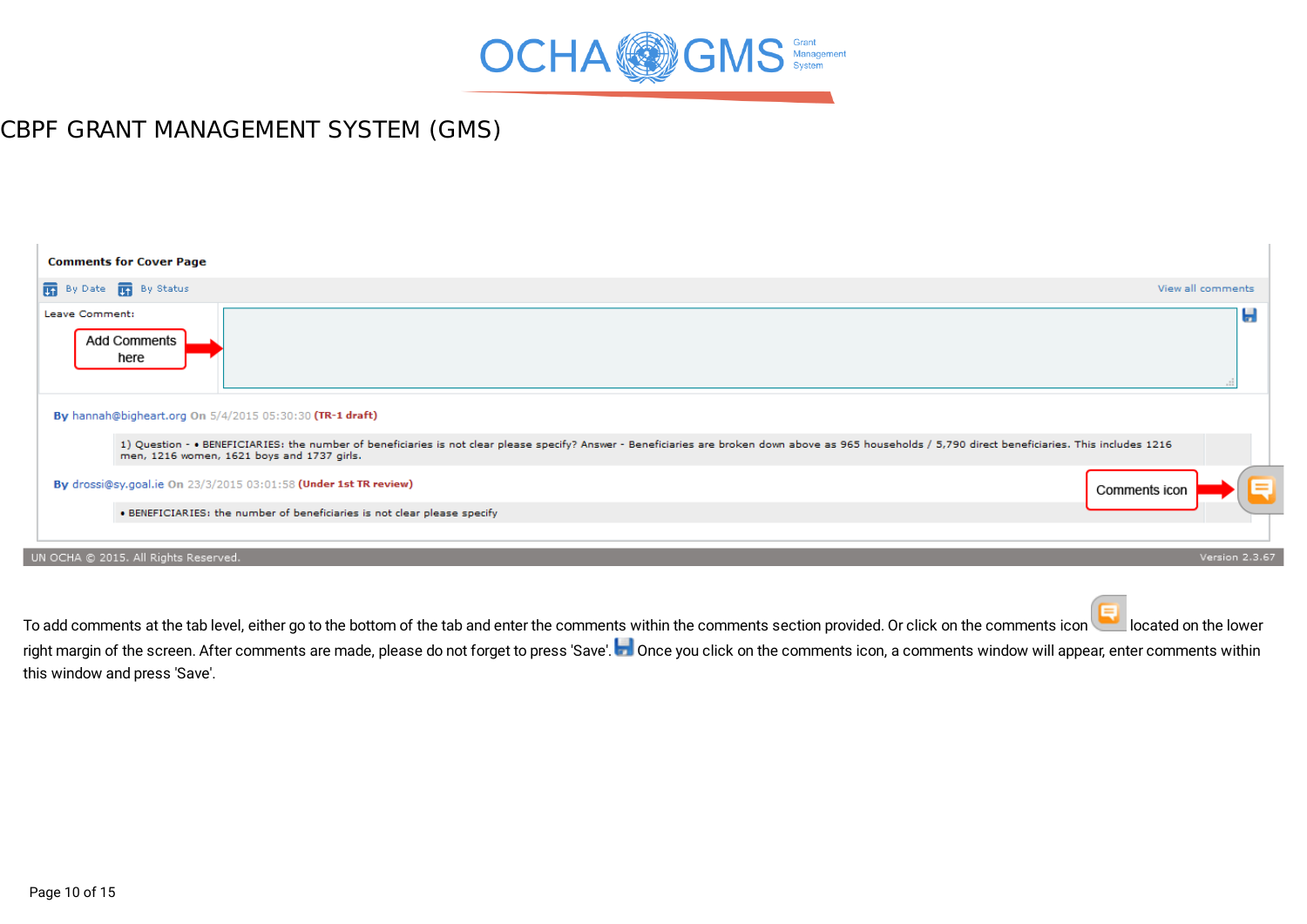To add comments at the tab level, either go to the bottom of the tab and enter the comments within the comments section provided. Or click on the comments icon located on the lower right margin of the screen. After comments are made, please do not forget to press 'Save'. Once you click on the comments icon, a comments window will appear, enter comments within this window and press 'Save'.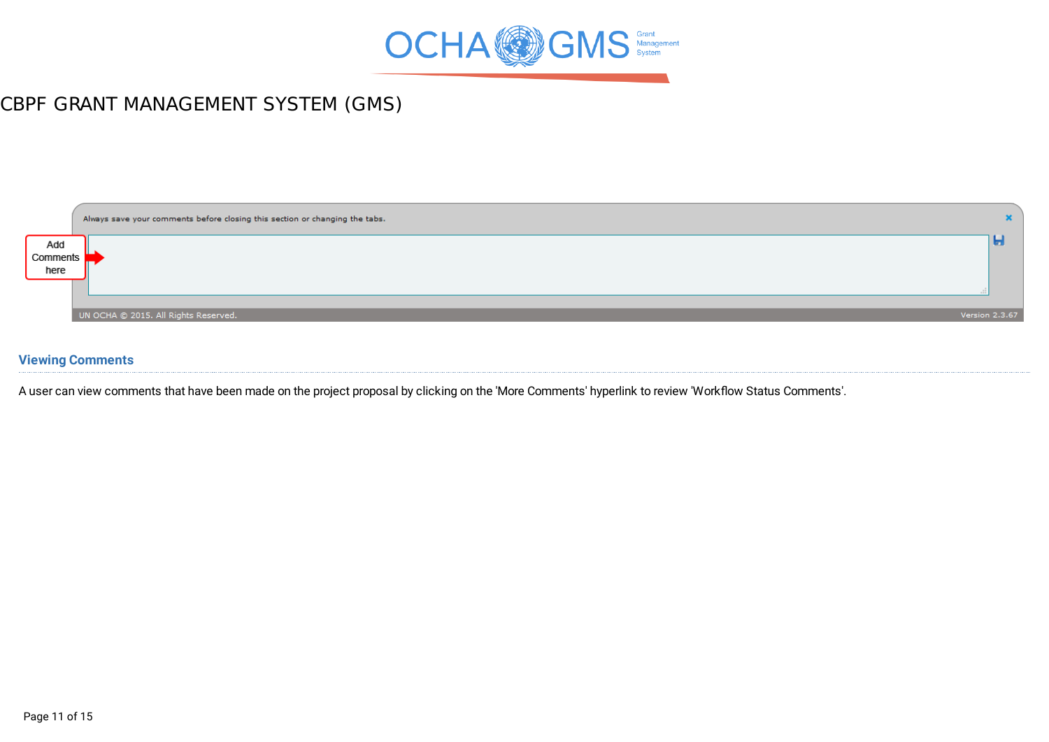## Viewing Comments

A user can view comments that have been made on the project proposal by clicking on the 'More Comments' hyperlink to review 'Workflow Status Comments'.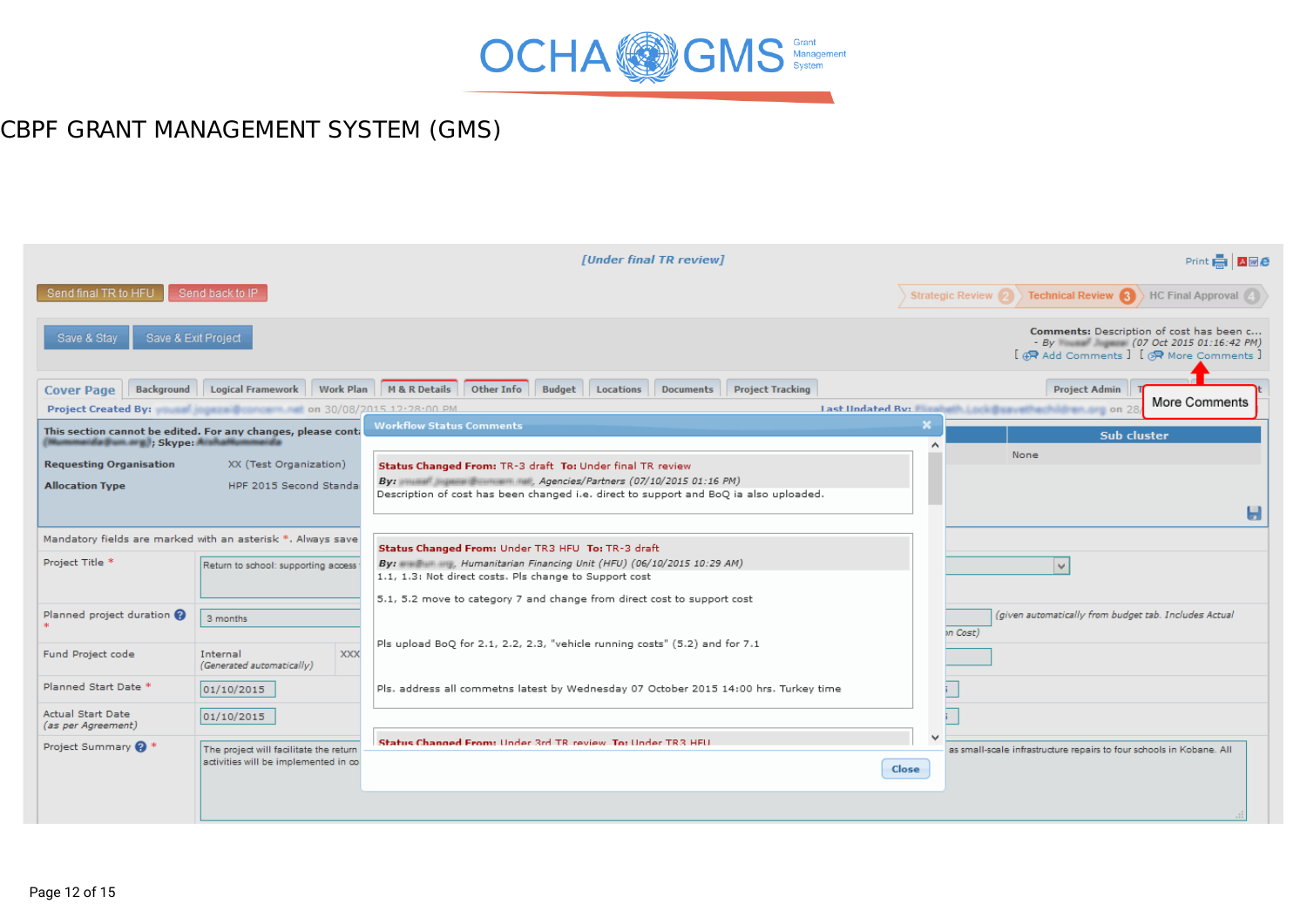[Under final TR review]

Send final TR to HFU | Send back to IP

Strategic Review 2 | Technical Review 3 | HC Final Approval 4

Save & Stay | Save & Exit Project

**Comments:** Description of cost has been c...
- By (07 Oct 2015 01:16:42 PM)
[ Add Comments ] [ More Comments ]

Cover Page | Background | Logical Framework | Work Plan | M & R Details | Other Info | Budget | Locations | Documents | Project Tracking | Project Admin

More Comments

**Workflow Status Comments**

**Status Changed From:** TR-3 draft **To:** Under final TR review
***By:*** *, Agencies/Partners (07/10/2015 01:16 PM)*
Description of cost has been changed i.e. direct to support and BoQ ia also uploaded.

**Status Changed From:** Under TR3 HFU **To:** TR-3 draft
***By:*** *, Humanitarian Financing Unit (HFU) (06/10/2015 10:29 AM)*
1.1, 1.3: Not direct costs. Pls change to Support cost

5.1, 5.2 move to category 7 and change from direct cost to support cost

Pls upload BoQ for 2.1, 2.2, 2.3, "vehicle running costs" (5.2) and for 7.1

Pls. address all commetns latest by Wednesday 07 October 2015 14:00 hrs. Turkey time

**Status Changed From:** Under 3rd TR review **To:** Under TR3 HFU

Close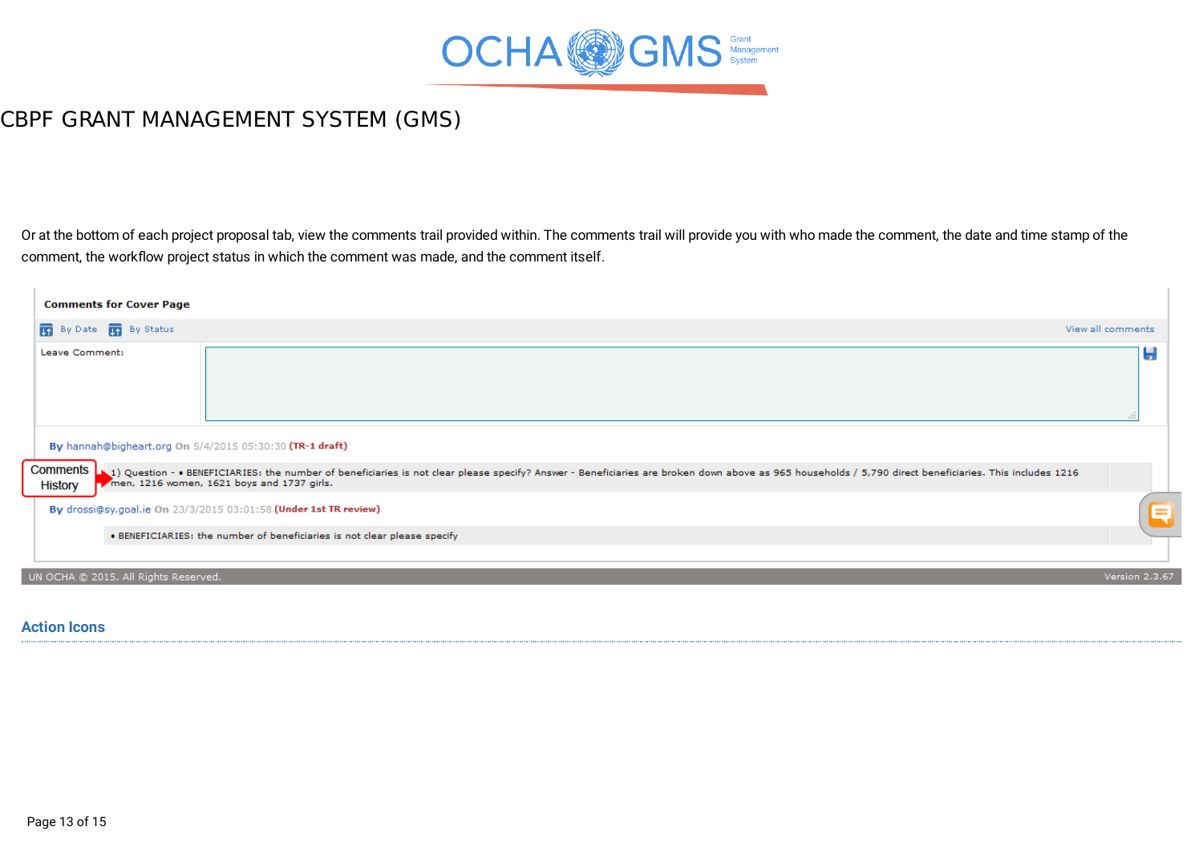Or at the bottom of each project proposal tab, view the comments trail provided within. The comments trail will provide you with who made the comment, the date and time stamp of the comment, the workflow project status in which the comment was made, and the comment itself.

**Comments for Cover Page**

By Date | By Status | View all comments

Leave Comment:

**By** hannah@bigheart.org **On** 5/4/2015 05:30:30 **(TR-1 draft)**

Comments History

1) Question - • BENEFICIARIES: the number of beneficiaries is not clear please specify? Answer - Beneficiaries are broken down above as 965 households / 5,790 direct beneficiaries. This includes 1216 men, 1216 women, 1621 boys and 1737 girls.

**By** drossi@sy.goal.ie **On** 23/3/2015 03:01:58 **(Under 1st TR review)**

• BENEFICIARIES: the number of beneficiaries is not clear please specify

UN OCHA © 2015. All Rights Reserved. Version 2.3.67

## Action Icons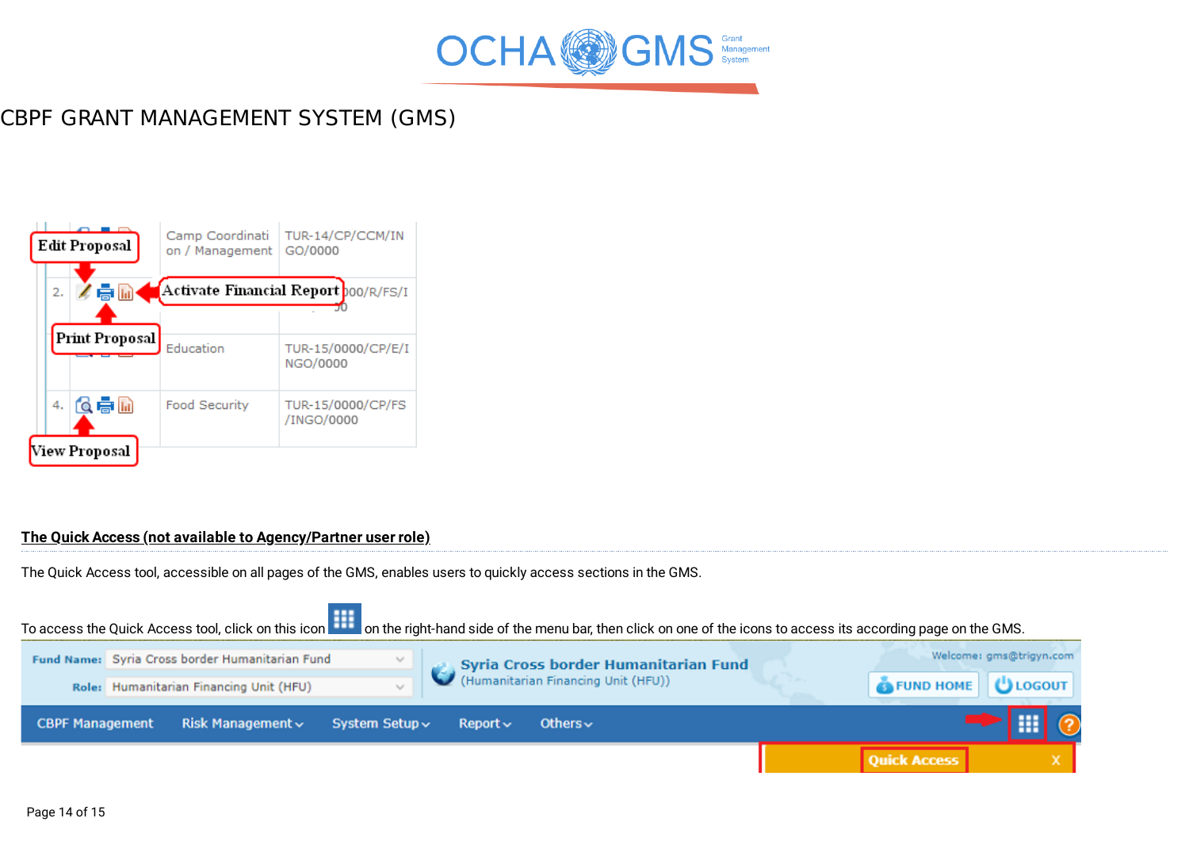# CBPF GRANT MANAGEMENT SYSTEM (GMS)

| | | | |
|---|---|---|---|
| | | Camp Coordination / Management | TUR-14/CP/CCM/INGO/0000 |
| 2. | | | 000/R/FS/I ...00 |
| | | Education | TUR-15/0000/CP/E/INGO/0000 |
| 4. | | Food Security | TUR-15/0000/CP/FS/INGO/0000 |

Edit Proposal

Activate Financial Report

Print Proposal

View Proposal

## The Quick Access (not available to Agency/Partner user role)

The Quick Access tool, accessible on all pages of the GMS, enables users to quickly access sections in the GMS.

To access the Quick Access tool, click on this icon on the right-hand side of the menu bar, then click on one of the icons to access its according page on the GMS.

Fund Name: Syria Cross border Humanitarian Fund

Role: Humanitarian Financing Unit (HFU)

Syria Cross border Humanitarian Fund (Humanitarian Financing Unit (HFU))

Welcome: gms@trigyn.com

FUND HOME | LOGOUT

CBPF Management | Risk Management | System Setup | Report | Others

Quick Access X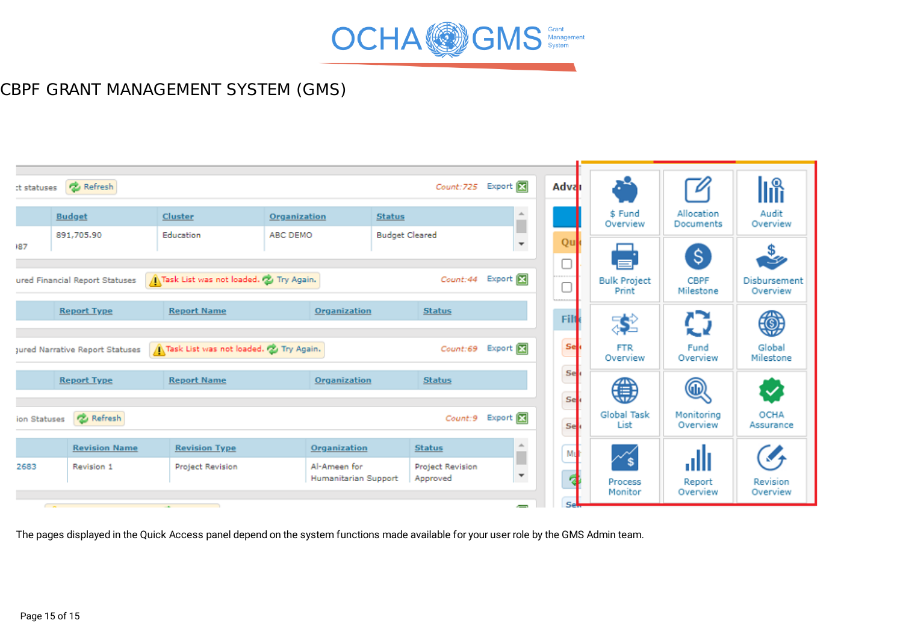# CBPF GRANT MANAGEMENT SYSTEM (GMS)

The pages displayed in the Quick Access panel depend on the system functions made available for your user role by the GMS Admin team.